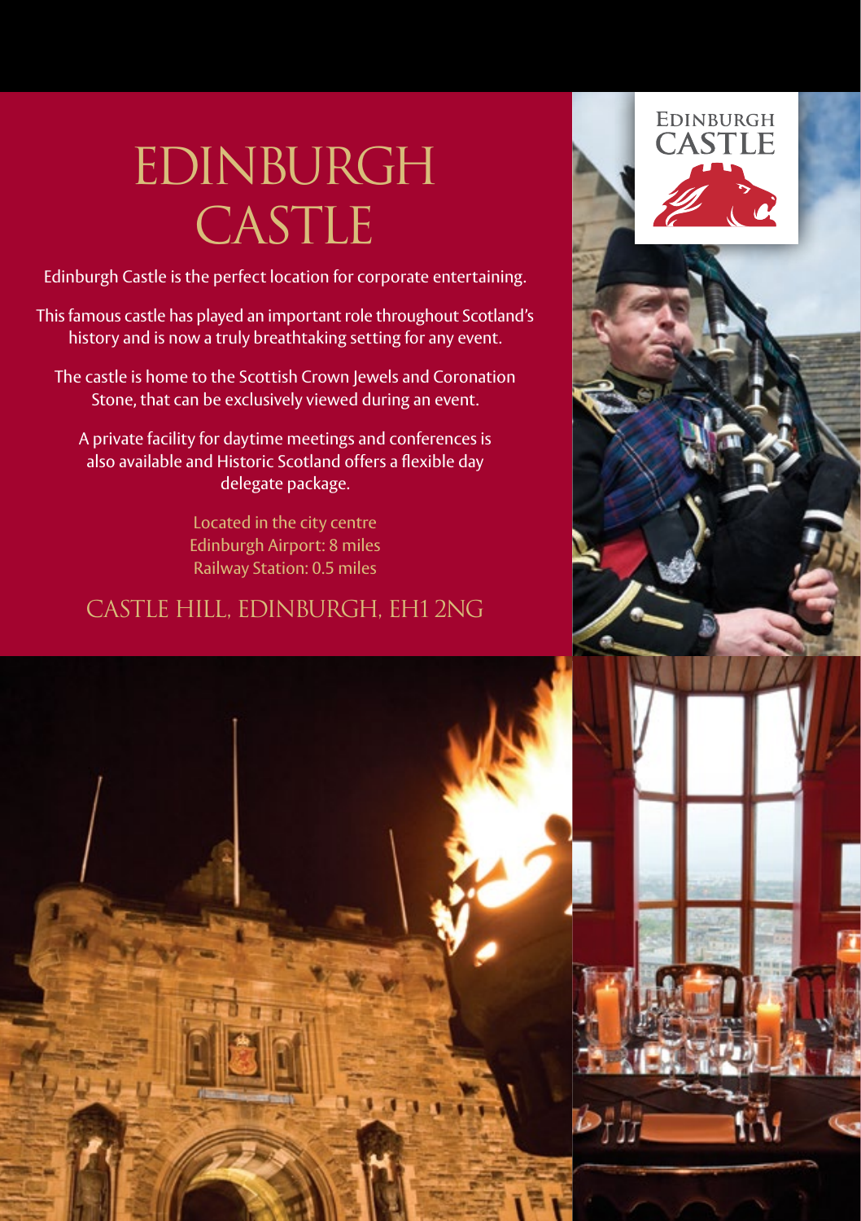# EDINBURGH CASTLE

Edinburgh Castle is the perfect location for corporate entertaining.

This famous castle has played an important role throughout Scotland's history and is now a truly breathtaking setting for any event.

The castle is home to the Scottish Crown Jewels and Coronation Stone, that can be exclusively viewed during an event.

A private facility for daytime meetings and conferences is also available and Historic Scotland offers a flexible day delegate package.

Located in the city centre
Edinburgh Airport: 8 miles
Railway Station: 0.5 miles

## CASTLE HILL, EDINBURGH, EH1 2NG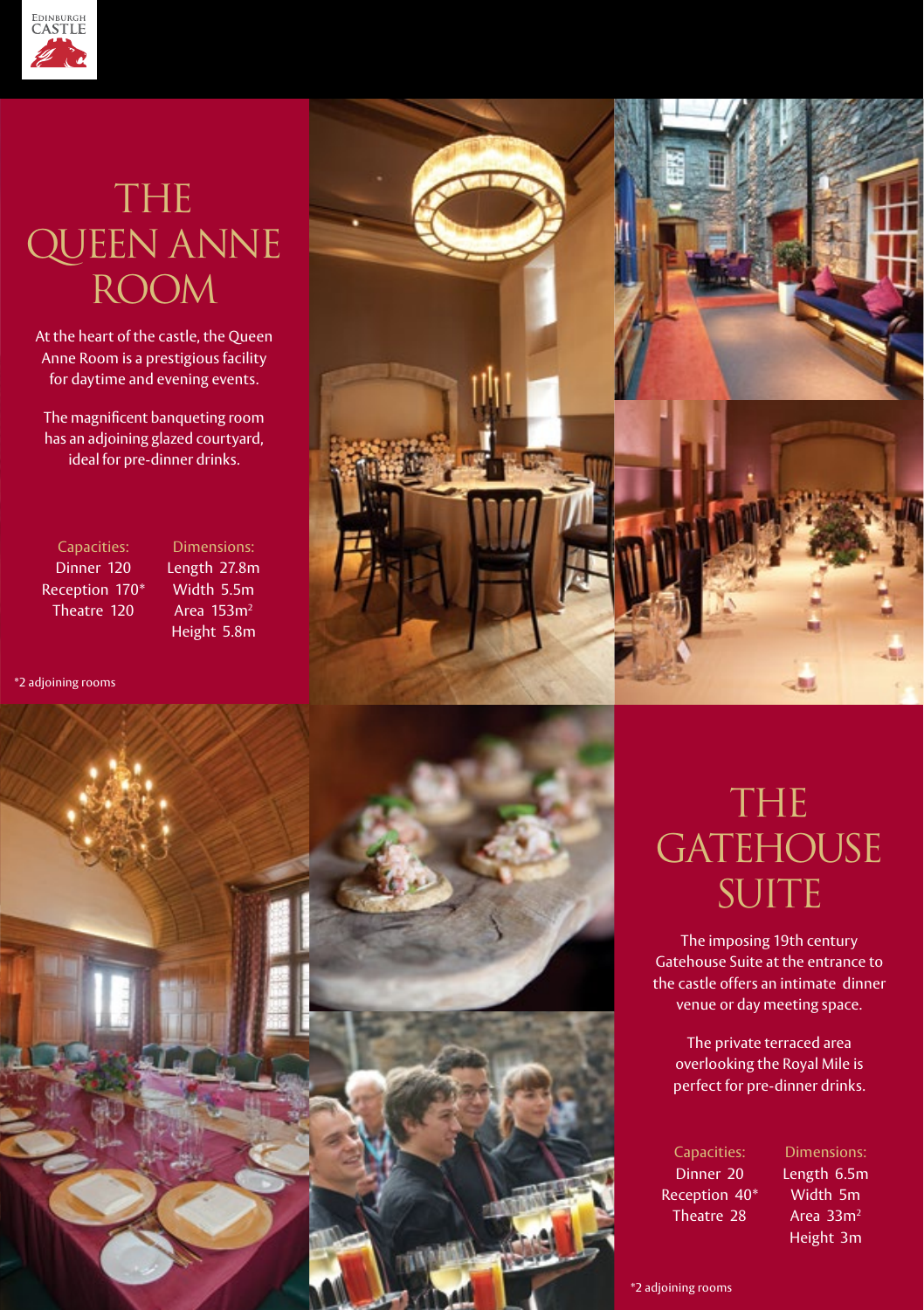# THE QUEEN ANNE ROOM

At the heart of the castle, the Queen Anne Room is a prestigious facility for daytime and evening events.

The magnificent banqueting room has an adjoining glazed courtyard, ideal for pre-dinner drinks.

| Capacities: | Dimensions: |
|---|---|
| Dinner 120 | Length 27.8m |
| Reception 170* | Width 5.5m |
| Theatre 120 | Area 153m² |
| | Height 5.8m |

*2 adjoining rooms

# THE GATEHOUSE SUITE

The imposing 19th century Gatehouse Suite at the entrance to the castle offers an intimate dinner venue or day meeting space.

The private terraced area overlooking the Royal Mile is perfect for pre-dinner drinks.

| Capacities: | Dimensions: |
|---|---|
| Dinner 20 | Length 6.5m |
| Reception 40* | Width 5m |
| Theatre 28 | Area 33m² |
| | Height 3m |

*2 adjoining rooms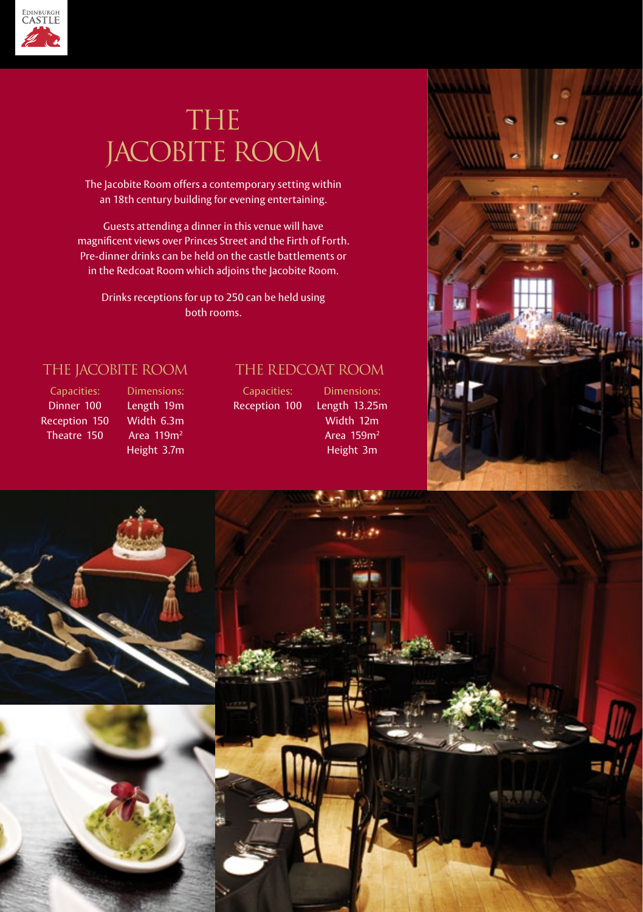# THE JACOBITE ROOM

The Jacobite Room offers a contemporary setting within an 18th century building for evening entertaining.

Guests attending a dinner in this venue will have magnificent views over Princes Street and the Firth of Forth. Pre-dinner drinks can be held on the castle battlements or in the Redcoat Room which adjoins the Jacobite Room.

Drinks receptions for up to 250 can be held using both rooms.

## THE JACOBITE ROOM

| Capacities: | Dimensions: |
|---|---|
| Dinner 100 | Length 19m |
| Reception 150 | Width 6.3m |
| Theatre 150 | Area 119m$^2$ |
| | Height 3.7m |

## THE REDCOAT ROOM

| Capacities: | Dimensions: |
|---|---|
| Reception 100 | Length 13.25m |
| | Width 12m |
| | Area 159m$^2$ |
| | Height 3m |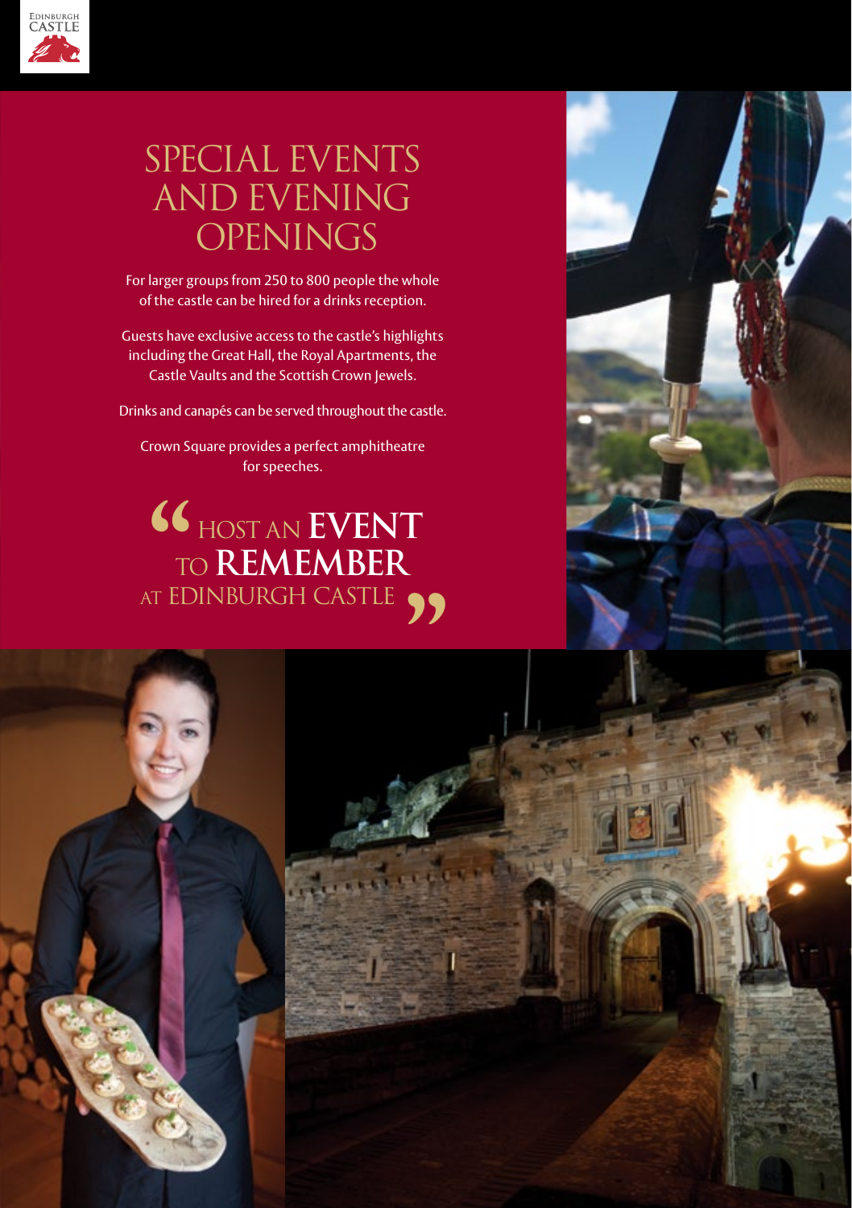# SPECIAL EVENTS AND EVENING OPENINGS

For larger groups from 250 to 800 people the whole of the castle can be hired for a drinks reception.

Guests have exclusive access to the castle's highlights including the Great Hall, the Royal Apartments, the Castle Vaults and the Scottish Crown Jewels.

Drinks and canapés can be served throughout the castle.

Crown Square provides a perfect amphitheatre for speeches.

"HOST AN **EVENT** TO **REMEMBER** AT EDINBURGH CASTLE"